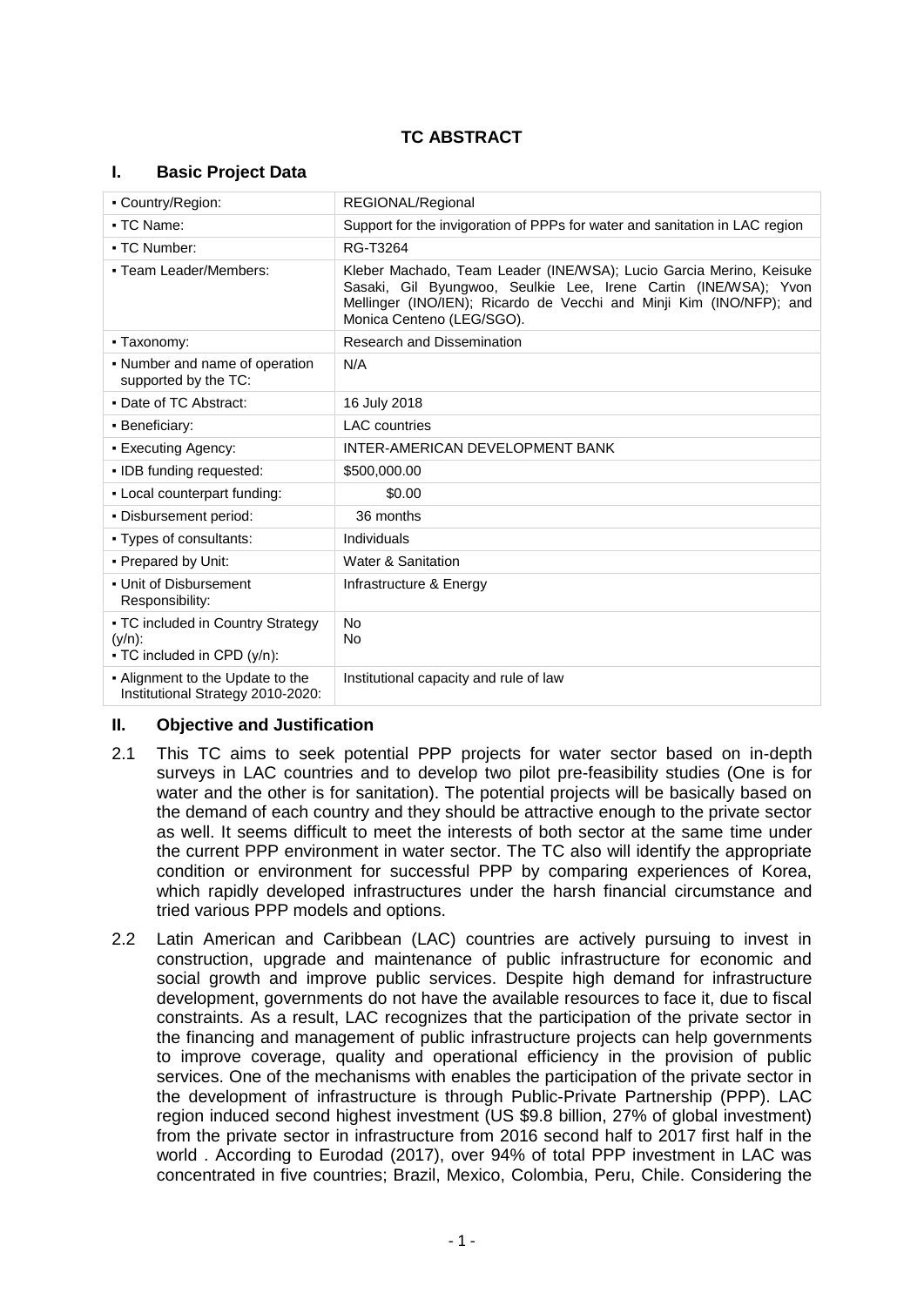# TC ABSTRACT

## I. Basic Project Data

| | |
|---|---|
| ▪ Country/Region: | REGIONAL/Regional |
| ▪ TC Name: | Support for the invigoration of PPPs for water and sanitation in LAC region |
| ▪ TC Number: | RG-T3264 |
| ▪ Team Leader/Members: | Kleber Machado, Team Leader (INE/WSA); Lucio Garcia Merino, Keisuke Sasaki, Gil Byungwoo, Seulkie Lee, Irene Cartin (INE/WSA); Yvon Mellinger (INO/IEN); Ricardo de Vecchi and Minji Kim (INO/NFP); and Monica Centeno (LEG/SGO). |
| ▪ Taxonomy: | Research and Dissemination |
| ▪ Number and name of operation supported by the TC: | N/A |
| ▪ Date of TC Abstract: | 16 July 2018 |
| ▪ Beneficiary: | LAC countries |
| ▪ Executing Agency: | INTER-AMERICAN DEVELOPMENT BANK |
| ▪ IDB funding requested: | $500,000.00 |
| ▪ Local counterpart funding: | $0.00 |
| ▪ Disbursement period: | 36 months |
| ▪ Types of consultants: | Individuals |
| ▪ Prepared by Unit: | Water & Sanitation |
| ▪ Unit of Disbursement Responsibility: | Infrastructure & Energy |
| ▪ TC included in Country Strategy (y/n):<br>▪ TC included in CPD (y/n): | No<br>No |
| ▪ Alignment to the Update to the Institutional Strategy 2010-2020: | Institutional capacity and rule of law |

## II. Objective and Justification

2.1 This TC aims to seek potential PPP projects for water sector based on in-depth surveys in LAC countries and to develop two pilot pre-feasibility studies (One is for water and the other is for sanitation). The potential projects will be basically based on the demand of each country and they should be attractive enough to the private sector as well. It seems difficult to meet the interests of both sector at the same time under the current PPP environment in water sector. The TC also will identify the appropriate condition or environment for successful PPP by comparing experiences of Korea, which rapidly developed infrastructures under the harsh financial circumstance and tried various PPP models and options.

2.2 Latin American and Caribbean (LAC) countries are actively pursuing to invest in construction, upgrade and maintenance of public infrastructure for economic and social growth and improve public services. Despite high demand for infrastructure development, governments do not have the available resources to face it, due to fiscal constraints. As a result, LAC recognizes that the participation of the private sector in the financing and management of public infrastructure projects can help governments to improve coverage, quality and operational efficiency in the provision of public services. One of the mechanisms with enables the participation of the private sector in the development of infrastructure is through Public-Private Partnership (PPP). LAC region induced second highest investment (US $9.8 billion, 27% of global investment) from the private sector in infrastructure from 2016 second half to 2017 first half in the world . According to Eurodad (2017), over 94% of total PPP investment in LAC was concentrated in five countries; Brazil, Mexico, Colombia, Peru, Chile. Considering the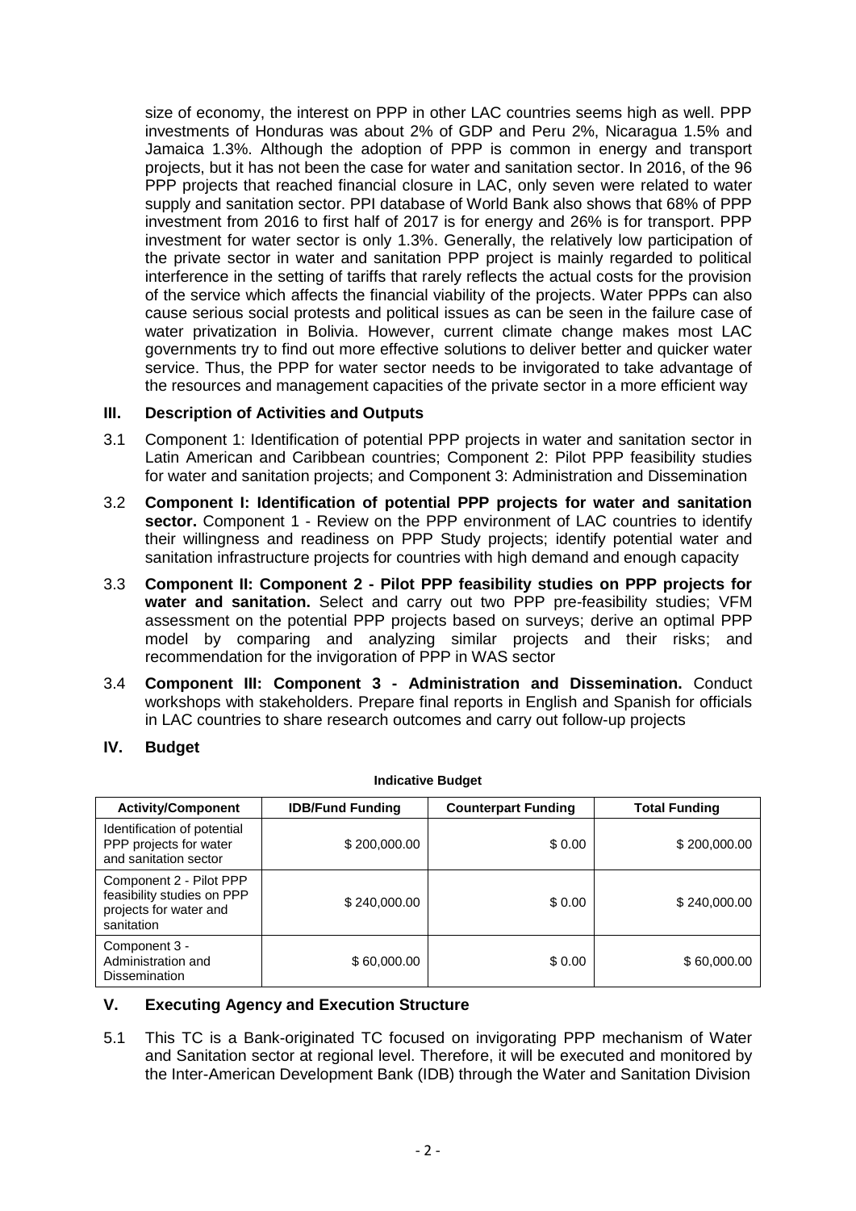size of economy, the interest on PPP in other LAC countries seems high as well. PPP investments of Honduras was about 2% of GDP and Peru 2%, Nicaragua 1.5% and Jamaica 1.3%. Although the adoption of PPP is common in energy and transport projects, but it has not been the case for water and sanitation sector. In 2016, of the 96 PPP projects that reached financial closure in LAC, only seven were related to water supply and sanitation sector. PPI database of World Bank also shows that 68% of PPP investment from 2016 to first half of 2017 is for energy and 26% is for transport. PPP investment for water sector is only 1.3%. Generally, the relatively low participation of the private sector in water and sanitation PPP project is mainly regarded to political interference in the setting of tariffs that rarely reflects the actual costs for the provision of the service which affects the financial viability of the projects. Water PPPs can also cause serious social protests and political issues as can be seen in the failure case of water privatization in Bolivia. However, current climate change makes most LAC governments try to find out more effective solutions to deliver better and quicker water service. Thus, the PPP for water sector needs to be invigorated to take advantage of the resources and management capacities of the private sector in a more efficient way

## III. Description of Activities and Outputs

3.1 Component 1: Identification of potential PPP projects in water and sanitation sector in Latin American and Caribbean countries; Component 2: Pilot PPP feasibility studies for water and sanitation projects; and Component 3: Administration and Dissemination

3.2 **Component I: Identification of potential PPP projects for water and sanitation sector.** Component 1 - Review on the PPP environment of LAC countries to identify their willingness and readiness on PPP Study projects; identify potential water and sanitation infrastructure projects for countries with high demand and enough capacity

3.3 **Component II: Component 2 - Pilot PPP feasibility studies on PPP projects for water and sanitation.** Select and carry out two PPP pre-feasibility studies; VFM assessment on the potential PPP projects based on surveys; derive an optimal PPP model by comparing and analyzing similar projects and their risks; and recommendation for the invigoration of PPP in WAS sector

3.4 **Component III: Component 3 - Administration and Dissemination.** Conduct workshops with stakeholders. Prepare final reports in English and Spanish for officials in LAC countries to share research outcomes and carry out follow-up projects

## IV. Budget

**Indicative Budget**

| Activity/Component | IDB/Fund Funding | Counterpart Funding | Total Funding |
|---|---|---|---|
| Identification of potential PPP projects for water and sanitation sector | $ 200,000.00 | $ 0.00 | $ 200,000.00 |
| Component 2 - Pilot PPP feasibility studies on PPP projects for water and sanitation | $ 240,000.00 | $ 0.00 | $ 240,000.00 |
| Component 3 - Administration and Dissemination | $ 60,000.00 | $ 0.00 | $ 60,000.00 |

## V. Executing Agency and Execution Structure

5.1 This TC is a Bank-originated TC focused on invigorating PPP mechanism of Water and Sanitation sector at regional level. Therefore, it will be executed and monitored by the Inter-American Development Bank (IDB) through the Water and Sanitation Division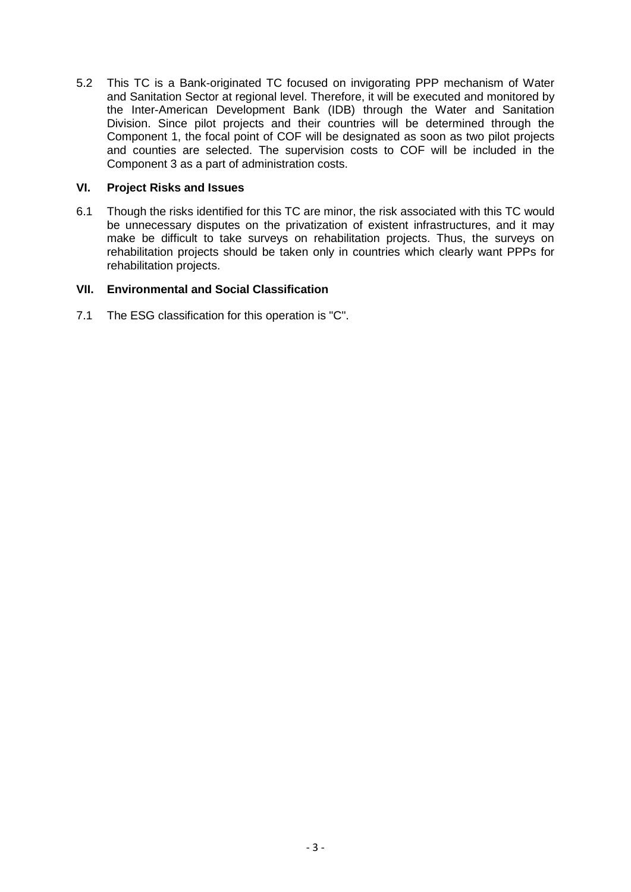5.2 This TC is a Bank-originated TC focused on invigorating PPP mechanism of Water and Sanitation Sector at regional level. Therefore, it will be executed and monitored by the Inter-American Development Bank (IDB) through the Water and Sanitation Division. Since pilot projects and their countries will be determined through the Component 1, the focal point of COF will be designated as soon as two pilot projects and counties are selected. The supervision costs to COF will be included in the Component 3 as a part of administration costs.

## VI. Project Risks and Issues

6.1 Though the risks identified for this TC are minor, the risk associated with this TC would be unnecessary disputes on the privatization of existent infrastructures, and it may make be difficult to take surveys on rehabilitation projects. Thus, the surveys on rehabilitation projects should be taken only in countries which clearly want PPPs for rehabilitation projects.

## VII. Environmental and Social Classification

7.1 The ESG classification for this operation is "C".